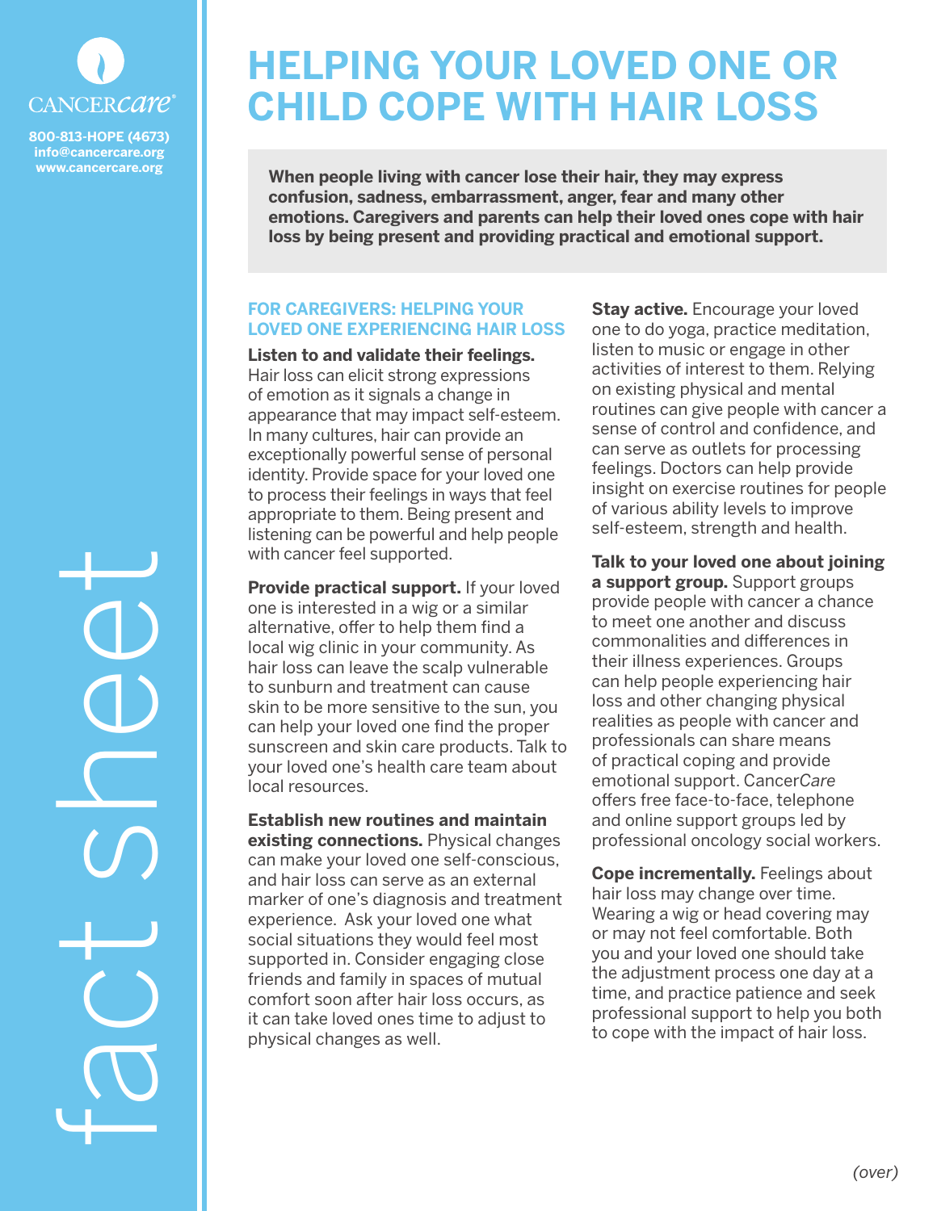CANCERcare

800-813-HOPE (4673)
info@cancercare.org
www.cancercare.org

fact sheet

# HELPING YOUR LOVED ONE OR CHILD COPE WITH HAIR LOSS

**When people living with cancer lose their hair, they may express confusion, sadness, embarrassment, anger, fear and many other emotions. Caregivers and parents can help their loved ones cope with hair loss by being present and providing practical and emotional support.**

## FOR CAREGIVERS: HELPING YOUR LOVED ONE EXPERIENCING HAIR LOSS

**Listen to and validate their feelings.** Hair loss can elicit strong expressions of emotion as it signals a change in appearance that may impact self-esteem. In many cultures, hair can provide an exceptionally powerful sense of personal identity. Provide space for your loved one to process their feelings in ways that feel appropriate to them. Being present and listening can be powerful and help people with cancer feel supported.

**Provide practical support.** If your loved one is interested in a wig or a similar alternative, offer to help them find a local wig clinic in your community. As hair loss can leave the scalp vulnerable to sunburn and treatment can cause skin to be more sensitive to the sun, you can help your loved one find the proper sunscreen and skin care products. Talk to your loved one's health care team about local resources.

**Establish new routines and maintain existing connections.** Physical changes can make your loved one self-conscious, and hair loss can serve as an external marker of one's diagnosis and treatment experience. Ask your loved one what social situations they would feel most supported in. Consider engaging close friends and family in spaces of mutual comfort soon after hair loss occurs, as it can take loved ones time to adjust to physical changes as well.

**Stay active.** Encourage your loved one to do yoga, practice meditation, listen to music or engage in other activities of interest to them. Relying on existing physical and mental routines can give people with cancer a sense of control and confidence, and can serve as outlets for processing feelings. Doctors can help provide insight on exercise routines for people of various ability levels to improve self-esteem, strength and health.

**Talk to your loved one about joining a support group.** Support groups provide people with cancer a chance to meet one another and discuss commonalities and differences in their illness experiences. Groups can help people experiencing hair loss and other changing physical realities as people with cancer and professionals can share means of practical coping and provide emotional support. Cancer*Care* offers free face-to-face, telephone and online support groups led by professional oncology social workers.

**Cope incrementally.** Feelings about hair loss may change over time. Wearing a wig or head covering may or may not feel comfortable. Both you and your loved one should take the adjustment process one day at a time, and practice patience and seek professional support to help you both to cope with the impact of hair loss.

*(over)*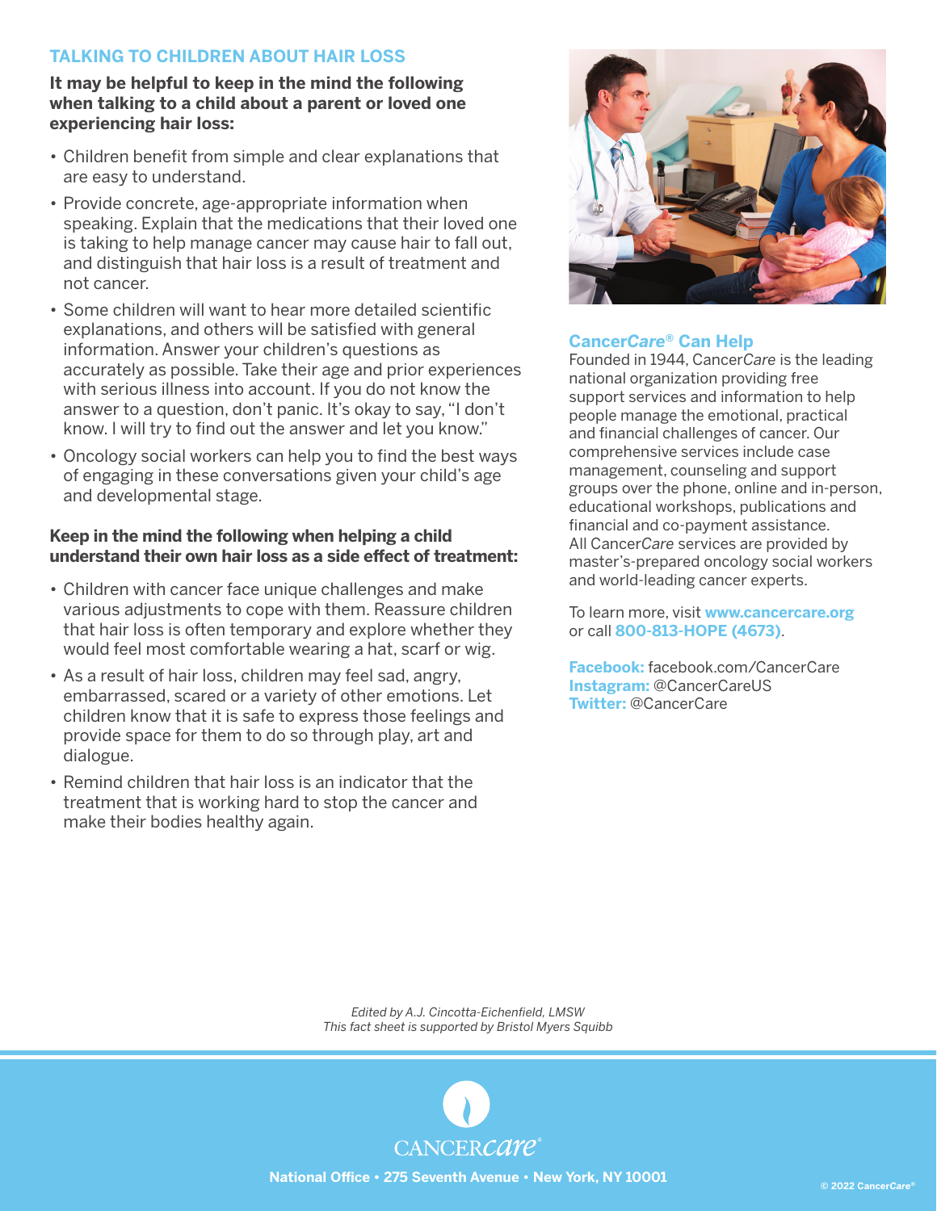## TALKING TO CHILDREN ABOUT HAIR LOSS

**It may be helpful to keep in the mind the following when talking to a child about a parent or loved one experiencing hair loss:**

- Children benefit from simple and clear explanations that are easy to understand.
- Provide concrete, age-appropriate information when speaking. Explain that the medications that their loved one is taking to help manage cancer may cause hair to fall out, and distinguish that hair loss is a result of treatment and not cancer.
- Some children will want to hear more detailed scientific explanations, and others will be satisfied with general information. Answer your children's questions as accurately as possible. Take their age and prior experiences with serious illness into account. If you do not know the answer to a question, don't panic. It's okay to say, "I don't know. I will try to find out the answer and let you know."
- Oncology social workers can help you to find the best ways of engaging in these conversations given your child's age and developmental stage.

**Keep in the mind the following when helping a child understand their own hair loss as a side effect of treatment:**

- Children with cancer face unique challenges and make various adjustments to cope with them. Reassure children that hair loss is often temporary and explore whether they would feel most comfortable wearing a hat, scarf or wig.
- As a result of hair loss, children may feel sad, angry, embarrassed, scared or a variety of other emotions. Let children know that it is safe to express those feelings and provide space for them to do so through play, art and dialogue.
- Remind children that hair loss is an indicator that the treatment that is working hard to stop the cancer and make their bodies healthy again.

### Cancer*Care*® Can Help

Founded in 1944, Cancer*Care* is the leading national organization providing free support services and information to help people manage the emotional, practical and financial challenges of cancer. Our comprehensive services include case management, counseling and support groups over the phone, online and in-person, educational workshops, publications and financial and co-payment assistance. All Cancer*Care* services are provided by master's-prepared oncology social workers and world-leading cancer experts.

To learn more, visit **www.cancercare.org** or call **800-813-HOPE (4673)**.

**Facebook:** facebook.com/CancerCare
**Instagram:** @CancerCareUS
**Twitter:** @CancerCare

*Edited by A.J. Cincotta-Eichenfield, LMSW*
*This fact sheet is supported by Bristol Myers Squibb*

CANCER*care*®

**National Office • 275 Seventh Avenue • New York, NY 10001**

© 2022 CancerCare®